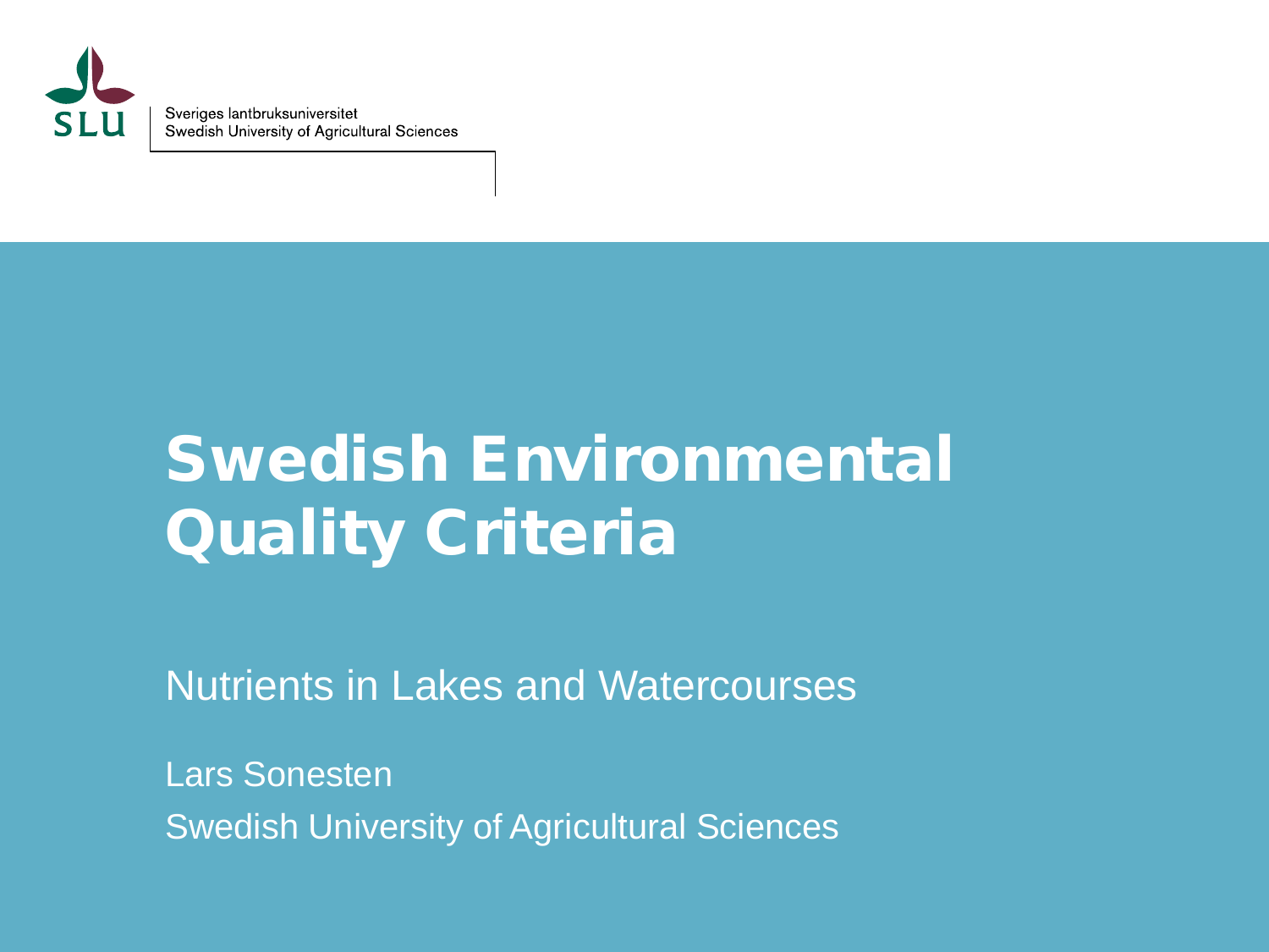Sveriges lantbruksuniversitet
Swedish University of Agricultural Sciences

# Swedish Environmental Quality Criteria

Nutrients in Lakes and Watercourses

Lars Sonesten

Swedish University of Agricultural Sciences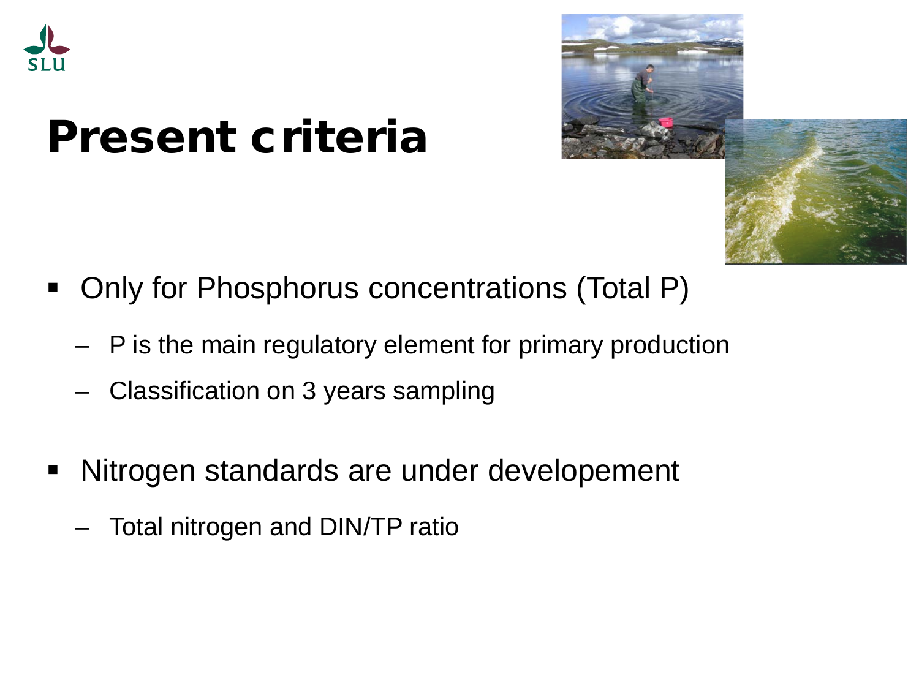# Present criteria

- Only for Phosphorus concentrations (Total P)
  - P is the main regulatory element for primary production
  - Classification on 3 years sampling
- Nitrogen standards are under developement
  - Total nitrogen and DIN/TP ratio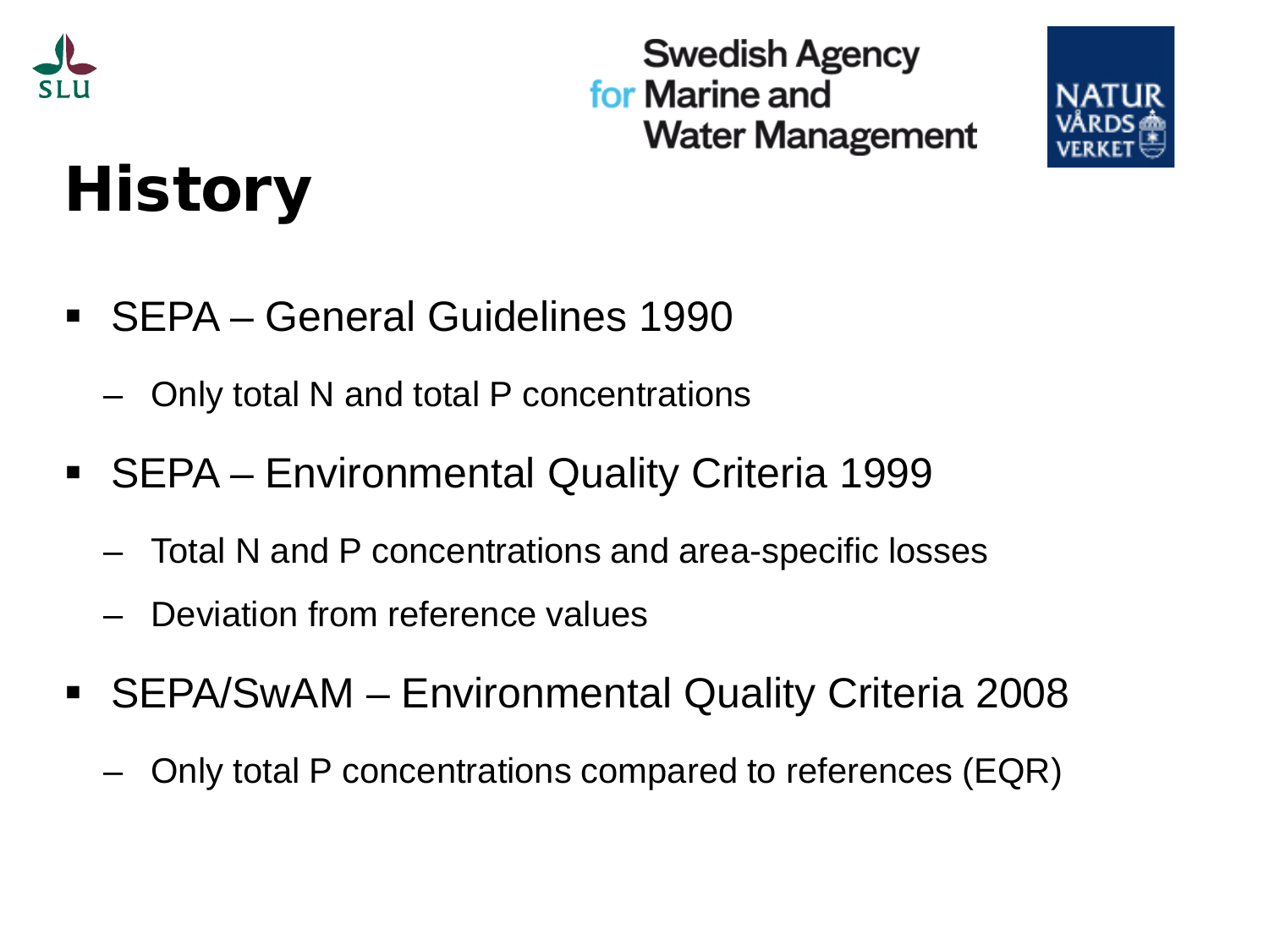# History

- SEPA – General Guidelines 1990
  - Only total N and total P concentrations
- SEPA – Environmental Quality Criteria 1999
  - Total N and P concentrations and area-specific losses
  - Deviation from reference values
- SEPA/SwAM – Environmental Quality Criteria 2008
  - Only total P concentrations compared to references (EQR)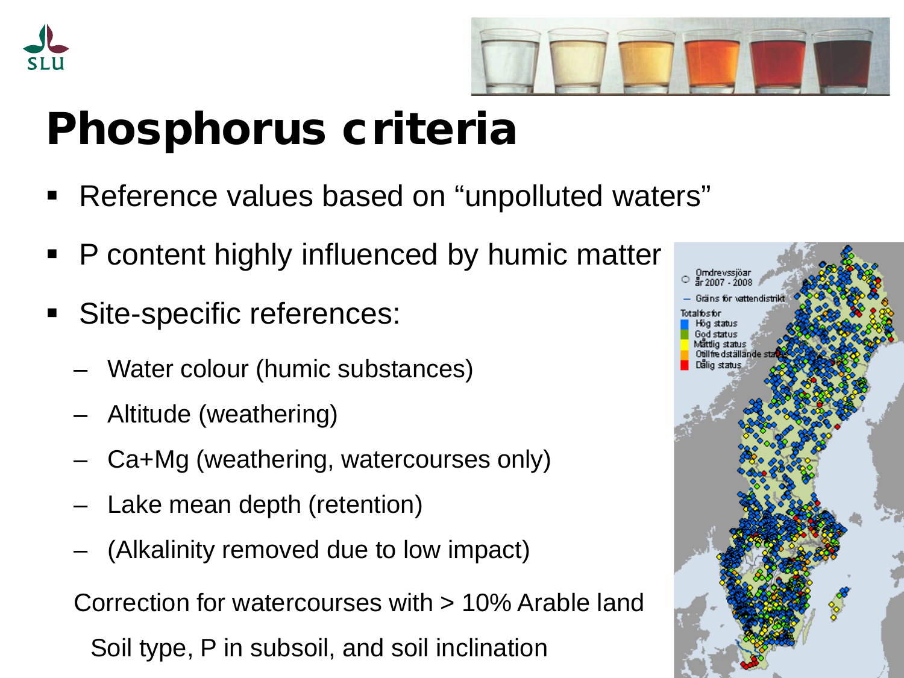# Phosphorus criteria

- Reference values based on "unpolluted waters"
- P content highly influenced by humic matter
- Site-specific references:
  - Water colour (humic substances)
  - Altitude (weathering)
  - Ca+Mg (weathering, watercourses only)
  - Lake mean depth (retention)
  - (Alkalinity removed due to low impact)

Correction for watercourses with > 10% Arable land

Soil type, P in subsoil, and soil inclination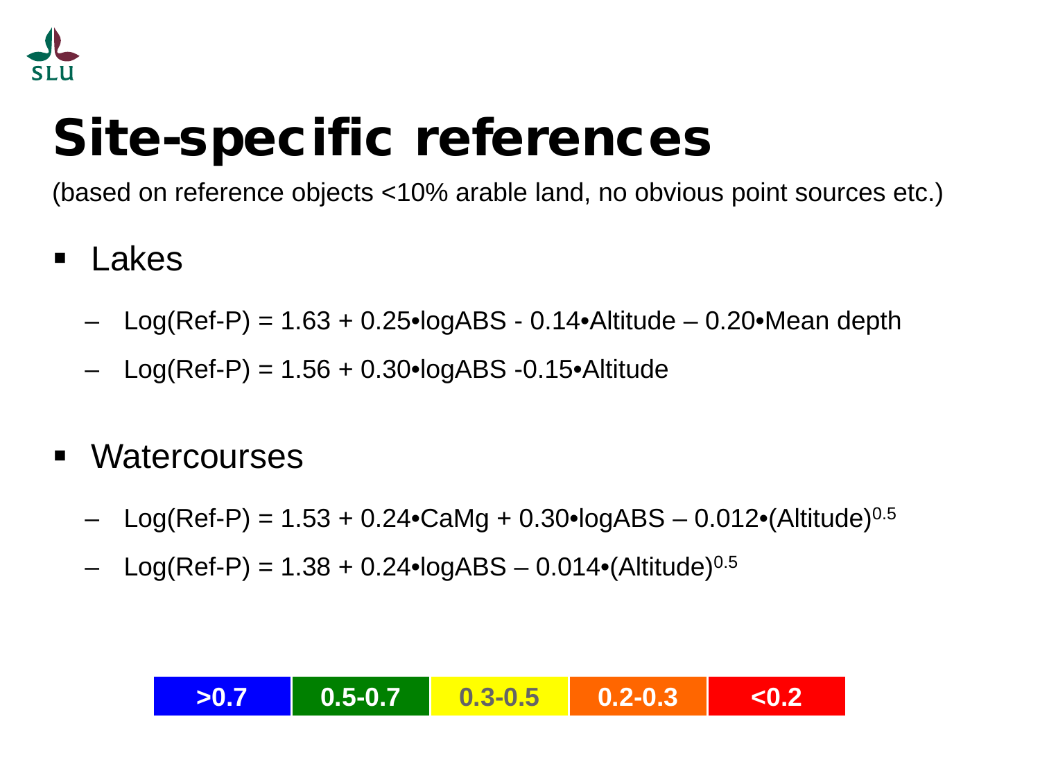# Site-specific references

(based on reference objects <10% arable land, no obvious point sources etc.)

- Lakes
  - $\text{Log(Ref-P)} = 1.63 + 0.25 \cdot \text{logABS} - 0.14 \cdot \text{Altitude} - 0.20 \cdot \text{Mean depth}$
  - $\text{Log(Ref-P)} = 1.56 + 0.30 \cdot \text{logABS} - 0.15 \cdot \text{Altitude}$
- Watercourses
  - $\text{Log(Ref-P)} = 1.53 + 0.24 \cdot \text{CaMg} + 0.30 \cdot \text{logABS} - 0.012 \cdot (\text{Altitude})^{0.5}$
  - $\text{Log(Ref-P)} = 1.38 + 0.24 \cdot \text{logABS} - 0.014 \cdot (\text{Altitude})^{0.5}$

| | | | | |
|---|---|---|---|---|
| >0.7 | 0.5-0.7 | 0.3-0.5 | 0.2-0.3 | <0.2 |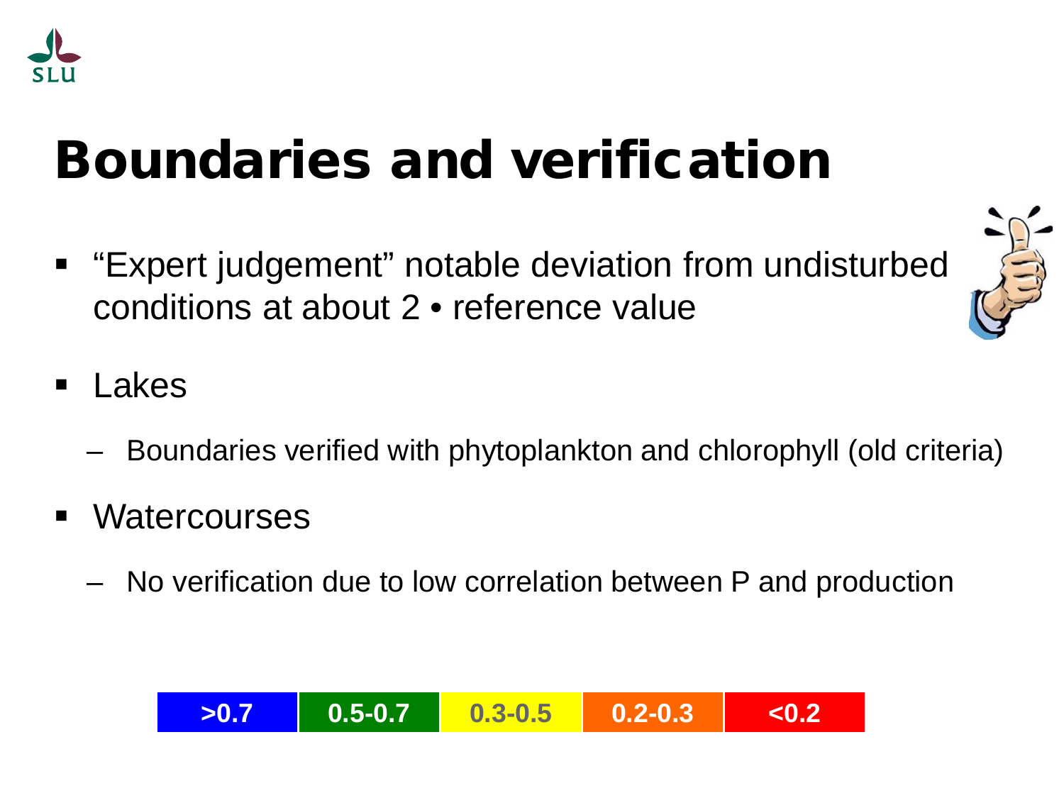# Boundaries and verification

- "Expert judgement" notable deviation from undisturbed conditions at about 2 • reference value
- Lakes
  - Boundaries verified with phytoplankton and chlorophyll (old criteria)
- Watercourses
  - No verification due to low correlation between P and production

| | | | | |
|---|---|---|---|---|
| >0.7 | 0.5-0.7 | 0.3-0.5 | 0.2-0.3 | <0.2 |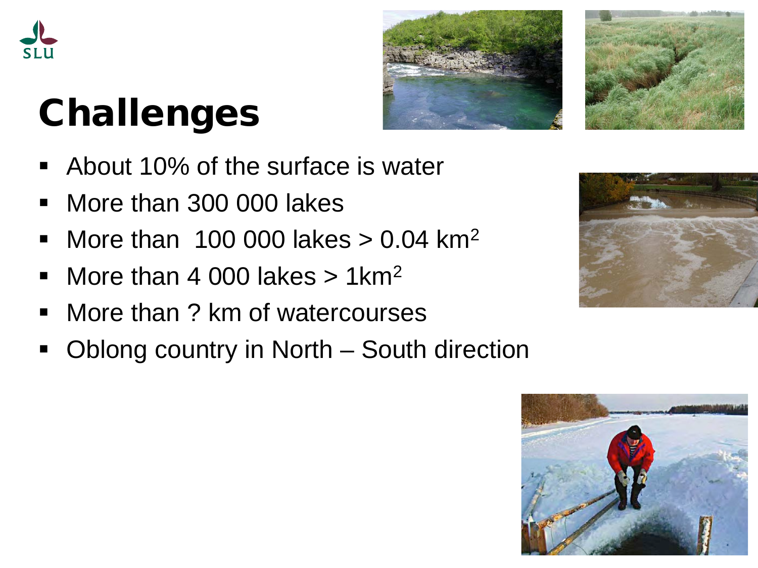# Challenges

- About 10% of the surface is water
- More than 300 000 lakes
- More than  100 000 lakes > 0.04 $km^2$
- More than 4 000 lakes > 1$km^2$
- More than ? km of watercourses
- Oblong country in North – South direction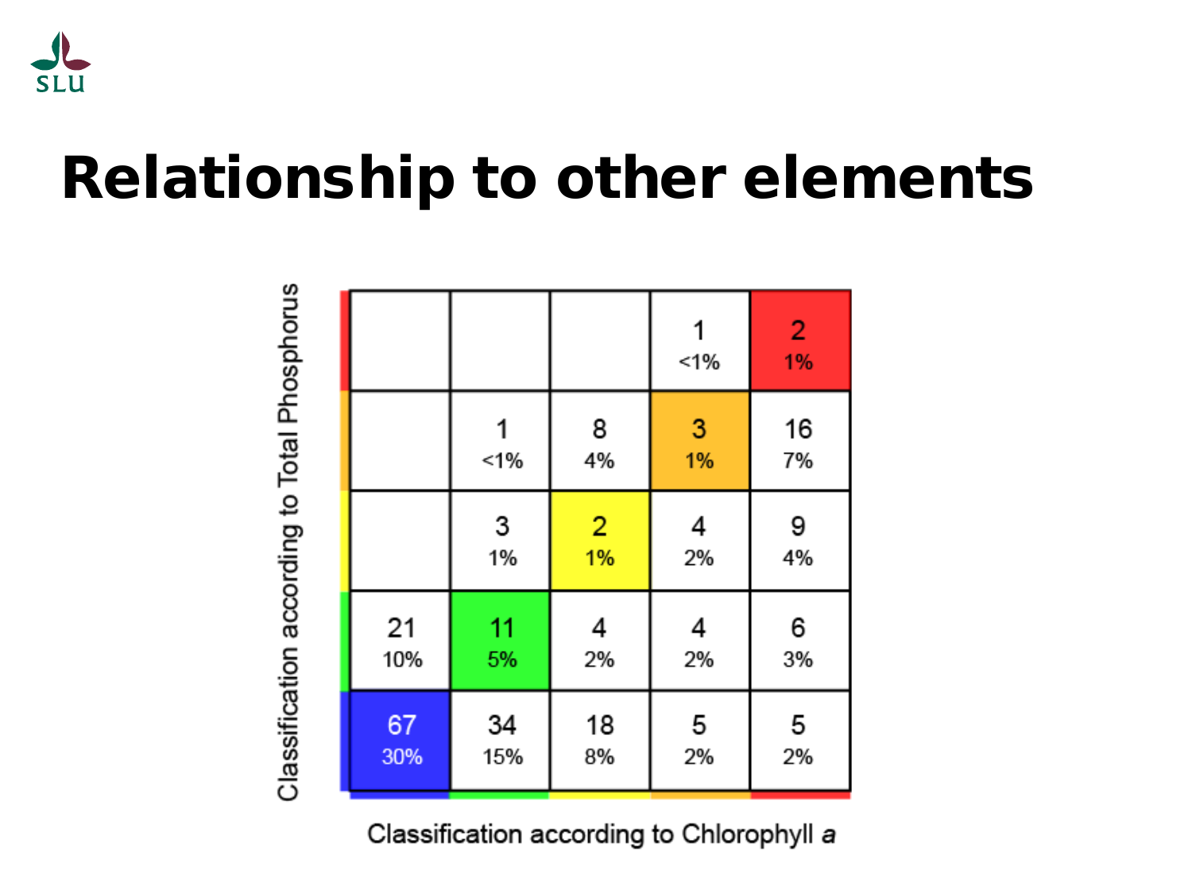# Relationship to other elements

Classification according to Total Phosphorus

| | | | | |
|---|---|---|---|---|
| | | | 1 <1% | 2 1% |
| | 1 <1% | 8 4% | 3 1% | 16 7% |
| | 3 1% | 2 1% | 4 2% | 9 4% |
| 21 10% | 11 5% | 4 2% | 4 2% | 6 3% |
| 67 30% | 34 15% | 18 8% | 5 2% | 5 2% |

Classification according to Chlorophyll *a*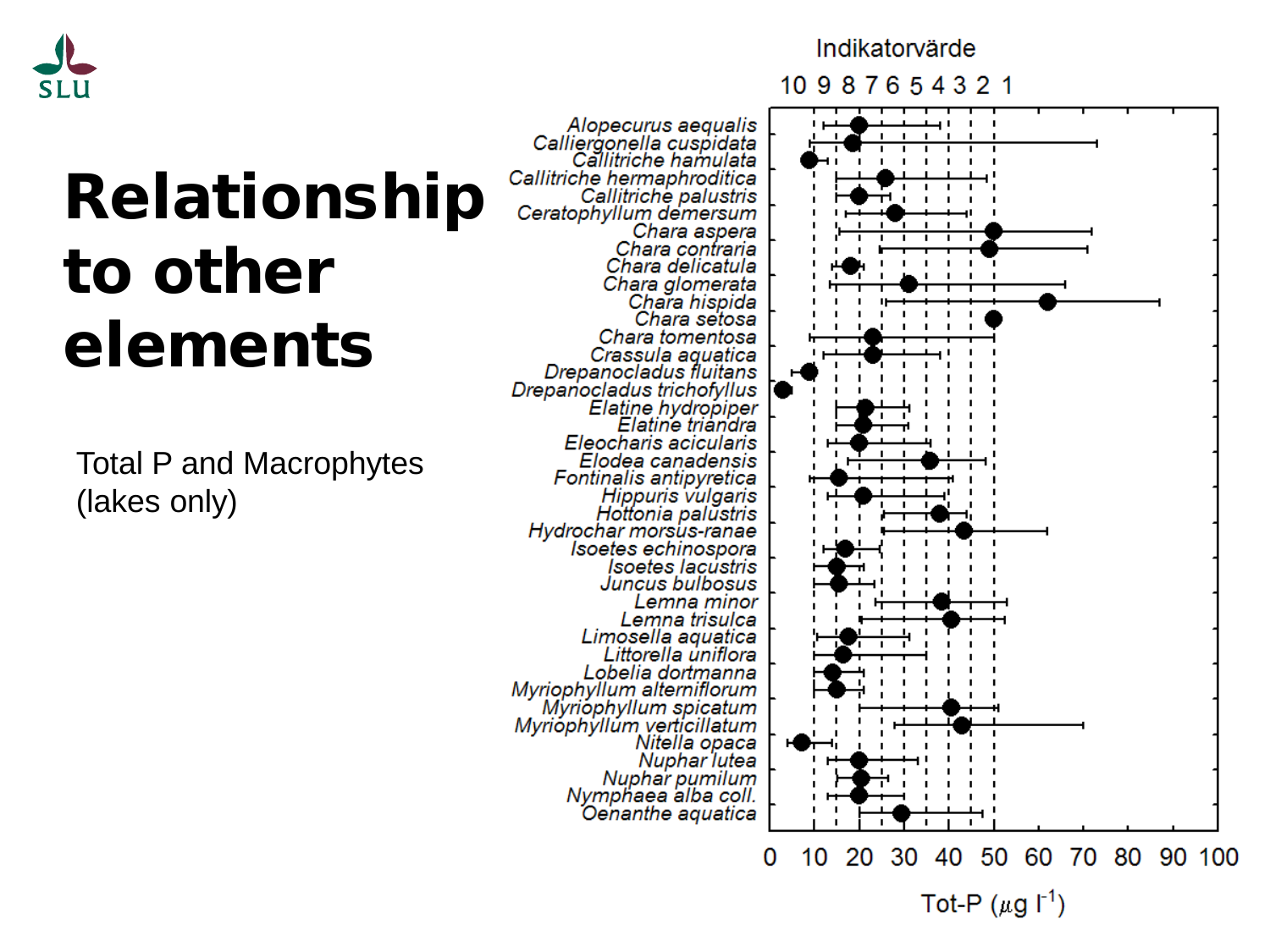# Relationship to other elements

Total P and Macrophytes (lakes only)

Indikatorvärde

10 9 8 7 6 5 4 3 2 1

*Alopecurus aequalis*
*Calliergonella cuspidata*
*Callitriche hamulata*
*Callitriche hermaphroditica*
*Callitriche palustris*
*Ceratophyllum demersum*
*Chara aspera*
*Chara contraria*
*Chara delicatula*
*Chara glomerata*
*Chara hispida*
*Chara setosa*
*Chara tomentosa*
*Crassula aquatica*
*Drepanocladus fluitans*
*Drepanocladus trichofyllus*
*Elatine hydropiper*
*Elatine triandra*
*Eleocharis acicularis*
*Elodea canadensis*
*Fontinalis antipyretica*
*Hippuris vulgaris*
*Hottonia palustris*
*Hydrochar morsus-ranae*
*Isoetes echinospora*
*Isoetes lacustris*
*Juncus bulbosus*
*Lemna minor*
*Lemna trisulca*
*Limosella aquatica*
*Littorella uniflora*
*Lobelia dortmanna*
*Myriophyllum alterniflorum*
*Myriophyllum spicatum*
*Myriophyllum verticillatum*
*Nitella opaca*
*Nuphar lutea*
*Nuphar pumilum*
*Nymphaea alba coll.*
*Oenanthe aquatica*

0 10 20 30 40 50 60 70 80 90 100

Tot-P ($\mu g\ l^{-1}$)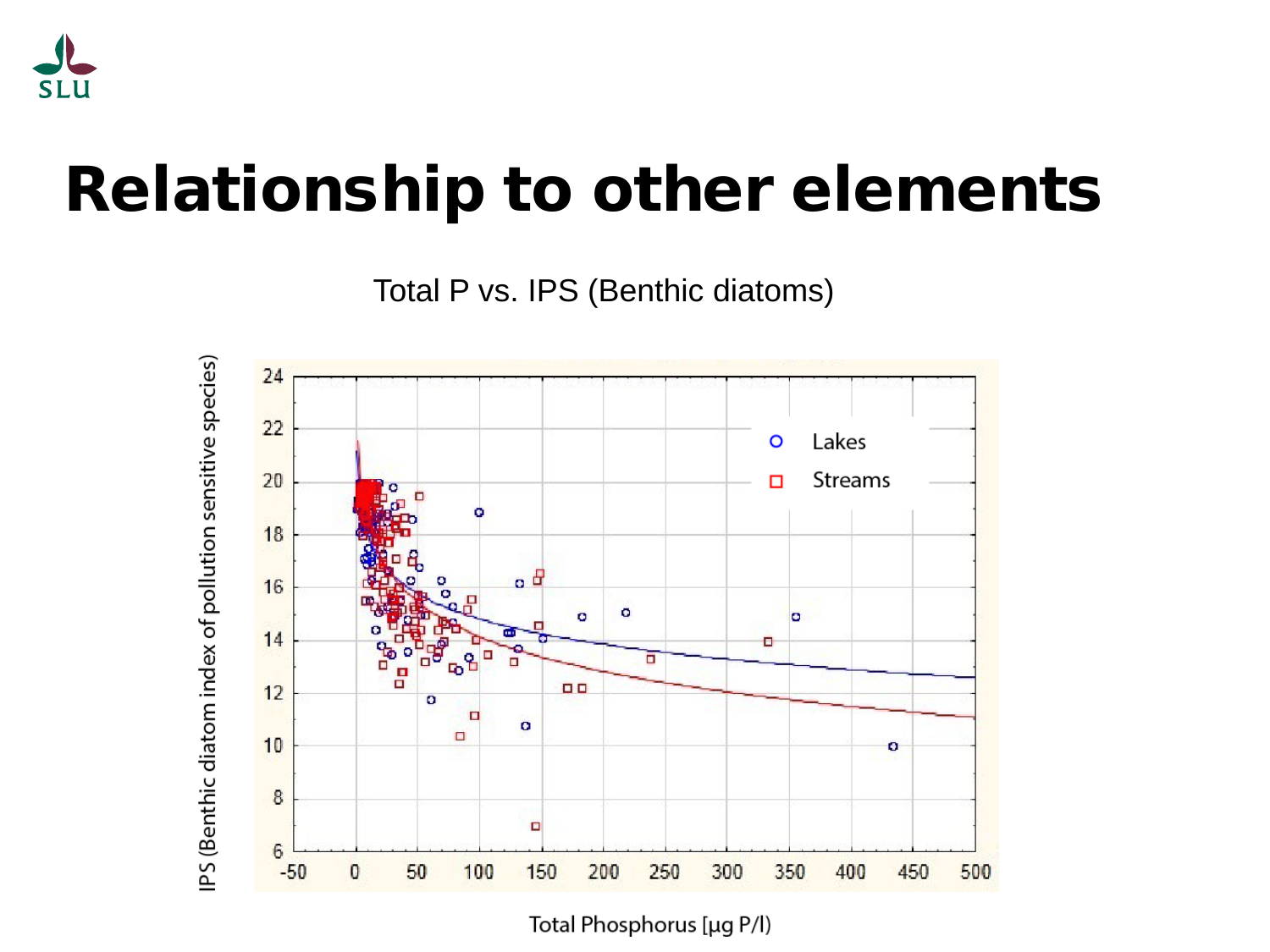# Relationship to other elements

Total P vs. IPS (Benthic diatoms)

IPS (Benthic diatom index of pollution sensitive species)

24
22
20
18
16
14
12
10
8
6

-50 0 50 100 150 200 250 300 350 400 450 500

Lakes

Streams

Total Phosphorus [µg P/l]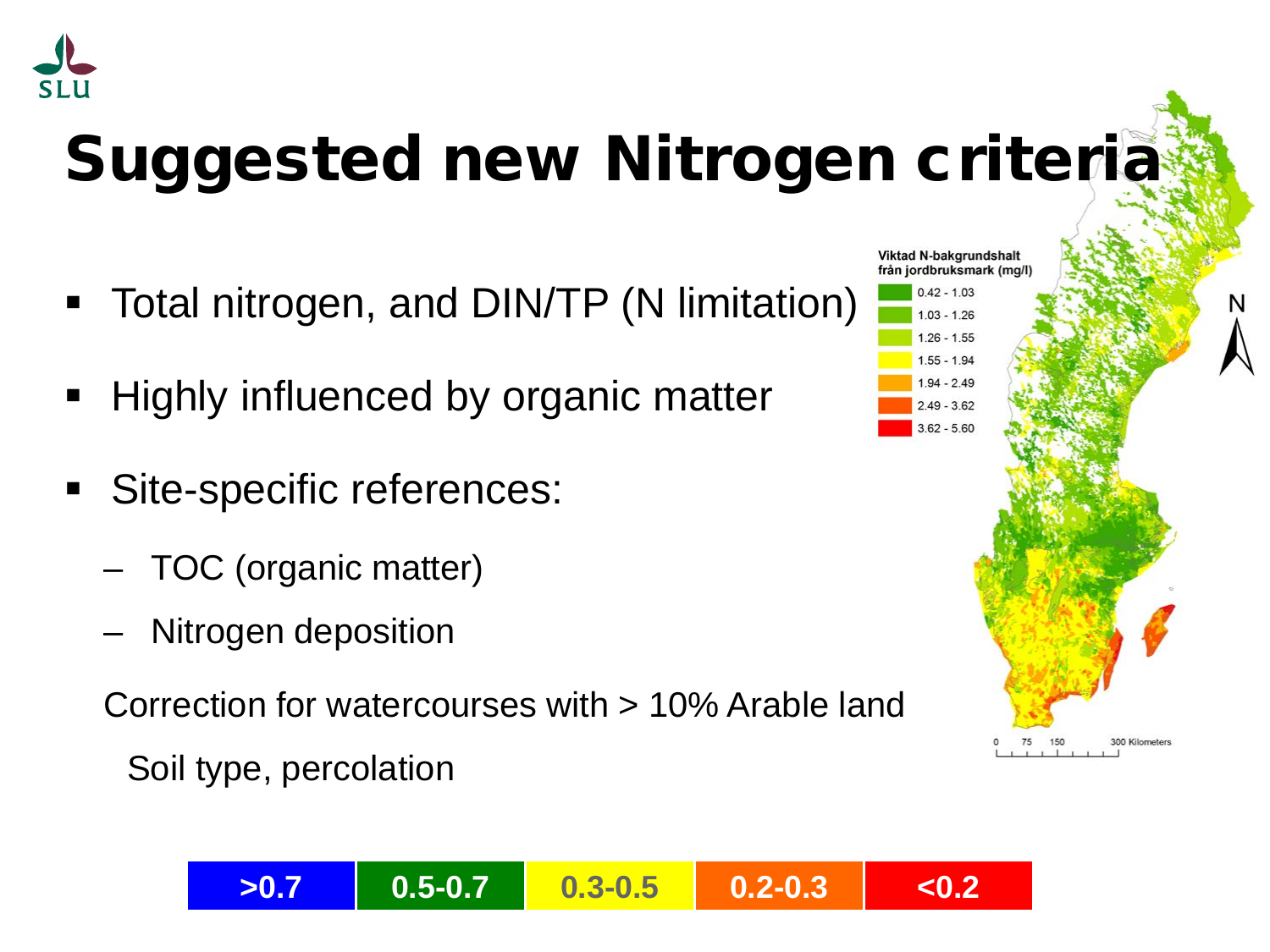# Suggested new Nitrogen criteria

- Total nitrogen, and DIN/TP (N limitation)
- Highly influenced by organic matter
- Site-specific references:
  - TOC (organic matter)
  - Nitrogen deposition

Correction for watercourses with > 10% Arable land

Soil type, percolation

Viktad N-bakgrundshalt från jordbruksmark (mg/l)

0.42 - 1.03

1.03 - 1.26

1.26 - 1.55

1.55 - 1.94

1.94 - 2.49

2.49 - 3.62

3.62 - 5.60

N

0 75 150 300 Kilometers

>0.7

0.5-0.7

0.3-0.5

0.2-0.3

<0.2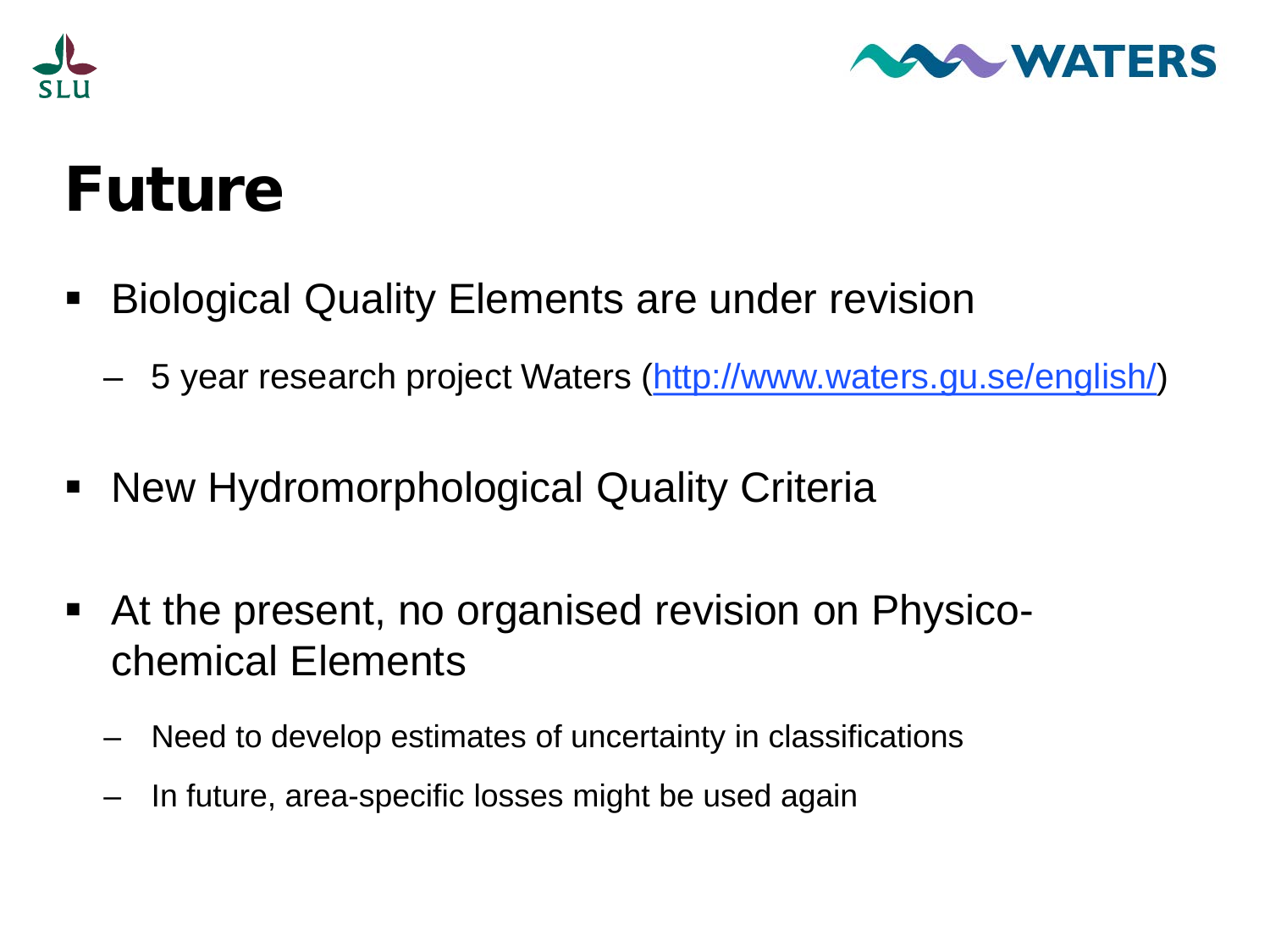# Future

- Biological Quality Elements are under revision
  - 5 year research project Waters (http://www.waters.gu.se/english/)
- New Hydromorphological Quality Criteria
- At the present, no organised revision on Physico-chemical Elements
  - Need to develop estimates of uncertainty in classifications
  - In future, area-specific losses might be used again